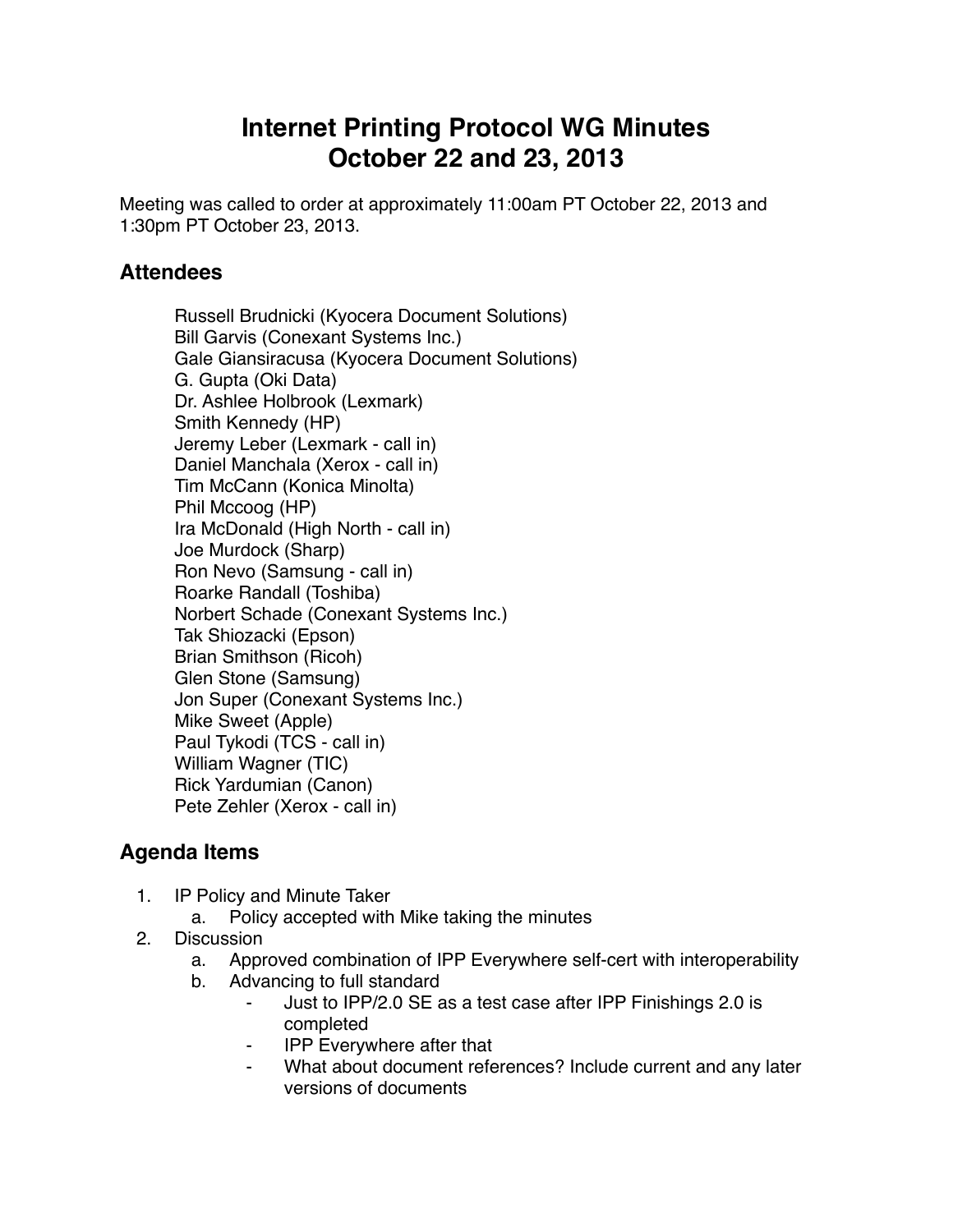# Internet Printing Protocol WG Minutes
# October 22 and 23, 2013

Meeting was called to order at approximately 11:00am PT October 22, 2013 and 1:30pm PT October 23, 2013.

## Attendees

Russell Brudnicki (Kyocera Document Solutions)
Bill Garvis (Conexant Systems Inc.)
Gale Giansiracusa (Kyocera Document Solutions)
G. Gupta (Oki Data)
Dr. Ashlee Holbrook (Lexmark)
Smith Kennedy (HP)
Jeremy Leber (Lexmark - call in)
Daniel Manchala (Xerox - call in)
Tim McCann (Konica Minolta)
Phil Mccoog (HP)
Ira McDonald (High North - call in)
Joe Murdock (Sharp)
Ron Nevo (Samsung - call in)
Roarke Randall (Toshiba)
Norbert Schade (Conexant Systems Inc.)
Tak Shiozacki (Epson)
Brian Smithson (Ricoh)
Glen Stone (Samsung)
Jon Super (Conexant Systems Inc.)
Mike Sweet (Apple)
Paul Tykodi (TCS - call in)
William Wagner (TIC)
Rick Yardumian (Canon)
Pete Zehler (Xerox - call in)

## Agenda Items

1. IP Policy and Minute Taker
   a. Policy accepted with Mike taking the minutes
2. Discussion
   a. Approved combination of IPP Everywhere self-cert with interoperability
   b. Advancing to full standard
      - Just to IPP/2.0 SE as a test case after IPP Finishings 2.0 is completed
      - IPP Everywhere after that
      - What about document references? Include current and any later versions of documents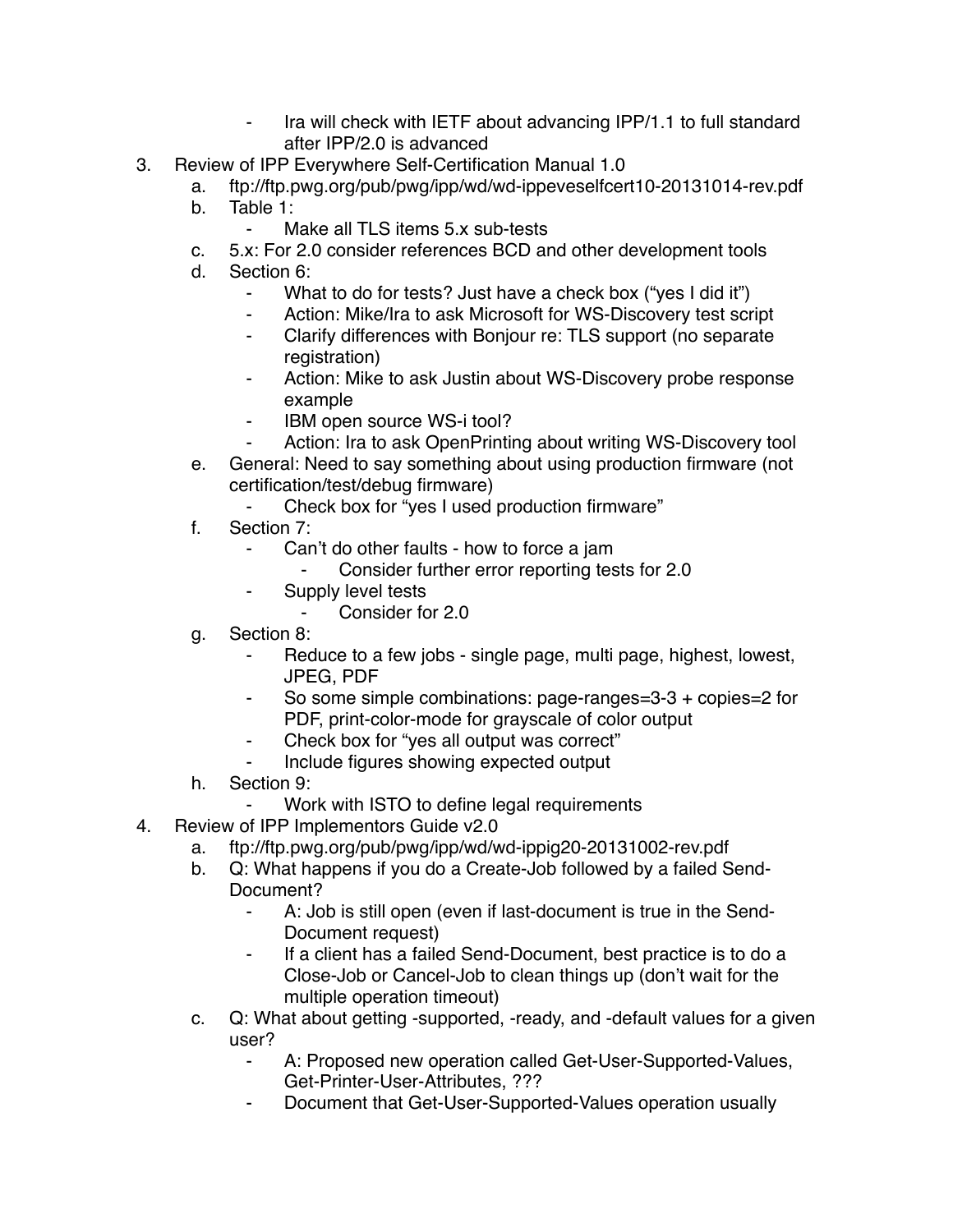- Ira will check with IETF about advancing IPP/1.1 to full standard after IPP/2.0 is advanced

3. Review of IPP Everywhere Self-Certification Manual 1.0
   a. ftp://ftp.pwg.org/pub/pwg/ipp/wd/wd-ippeveselfcert10-20131014-rev.pdf
   b. Table 1:
      - Make all TLS items 5.x sub-tests
   c. 5.x: For 2.0 consider references BCD and other development tools
   d. Section 6:
      - What to do for tests? Just have a check box ("yes I did it")
      - Action: Mike/Ira to ask Microsoft for WS-Discovery test script
      - Clarify differences with Bonjour re: TLS support (no separate registration)
      - Action: Mike to ask Justin about WS-Discovery probe response example
      - IBM open source WS-i tool?
      - Action: Ira to ask OpenPrinting about writing WS-Discovery tool
   e. General: Need to say something about using production firmware (not certification/test/debug firmware)
      - Check box for "yes I used production firmware"
   f. Section 7:
      - Can't do other faults - how to force a jam
         - Consider further error reporting tests for 2.0
      - Supply level tests
         - Consider for 2.0
   g. Section 8:
      - Reduce to a few jobs - single page, multi page, highest, lowest, JPEG, PDF
      - So some simple combinations: page-ranges=3-3 + copies=2 for PDF, print-color-mode for grayscale of color output
      - Check box for "yes all output was correct"
      - Include figures showing expected output
   h. Section 9:
      - Work with ISTO to define legal requirements

4. Review of IPP Implementors Guide v2.0
   a. ftp://ftp.pwg.org/pub/pwg/ipp/wd/wd-ippig20-20131002-rev.pdf
   b. Q: What happens if you do a Create-Job followed by a failed Send-Document?
      - A: Job is still open (even if last-document is true in the Send-Document request)
      - If a client has a failed Send-Document, best practice is to do a Close-Job or Cancel-Job to clean things up (don't wait for the multiple operation timeout)
   c. Q: What about getting -supported, -ready, and -default values for a given user?
      - A: Proposed new operation called Get-User-Supported-Values, Get-Printer-User-Attributes, ???
      - Document that Get-User-Supported-Values operation usually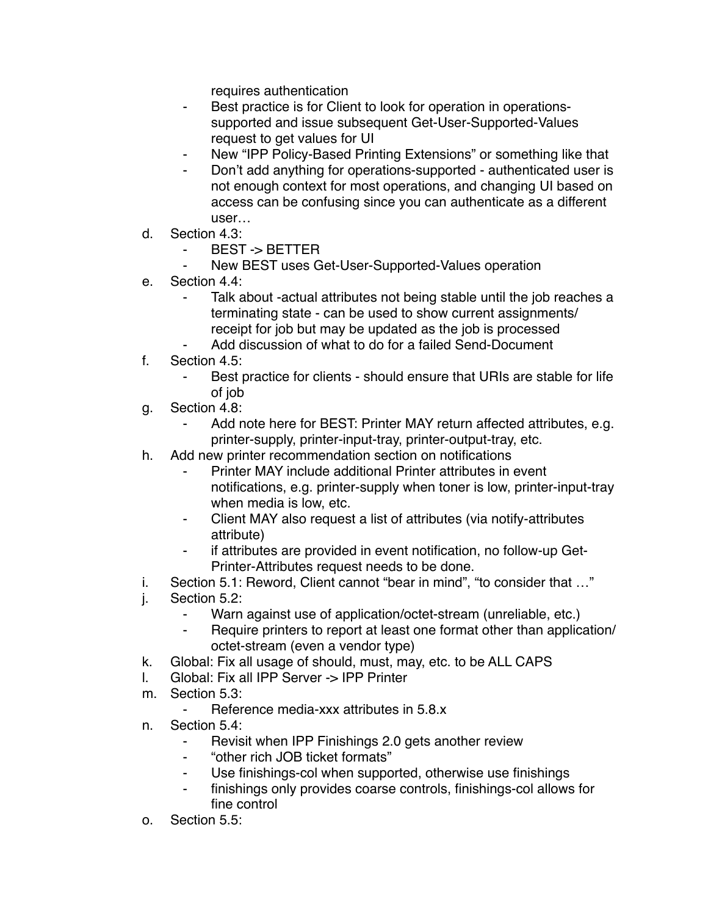requires authentication

- Best practice is for Client to look for operation in operations-supported and issue subsequent Get-User-Supported-Values request to get values for UI
- New "IPP Policy-Based Printing Extensions" or something like that
- Don't add anything for operations-supported - authenticated user is not enough context for most operations, and changing UI based on access can be confusing since you can authenticate as a different user…

d. Section 4.3:
  - BEST -> BETTER
  - New BEST uses Get-User-Supported-Values operation

e. Section 4.4:
  - Talk about -actual attributes not being stable until the job reaches a terminating state - can be used to show current assignments/receipt for job but may be updated as the job is processed
  - Add discussion of what to do for a failed Send-Document

f. Section 4.5:
  - Best practice for clients - should ensure that URIs are stable for life of job

g. Section 4.8:
  - Add note here for BEST: Printer MAY return affected attributes, e.g. printer-supply, printer-input-tray, printer-output-tray, etc.

h. Add new printer recommendation section on notifications
  - Printer MAY include additional Printer attributes in event notifications, e.g. printer-supply when toner is low, printer-input-tray when media is low, etc.
  - Client MAY also request a list of attributes (via notify-attributes attribute)
  - if attributes are provided in event notification, no follow-up Get-Printer-Attributes request needs to be done.

i. Section 5.1: Reword, Client cannot "bear in mind", "to consider that …"

j. Section 5.2:
  - Warn against use of application/octet-stream (unreliable, etc.)
  - Require printers to report at least one format other than application/octet-stream (even a vendor type)

k. Global: Fix all usage of should, must, may, etc. to be ALL CAPS

l. Global: Fix all IPP Server -> IPP Printer

m. Section 5.3:
  - Reference media-xxx attributes in 5.8.x

n. Section 5.4:
  - Revisit when IPP Finishings 2.0 gets another review
  - "other rich JOB ticket formats"
  - Use finishings-col when supported, otherwise use finishings
  - finishings only provides coarse controls, finishings-col allows for fine control

o. Section 5.5: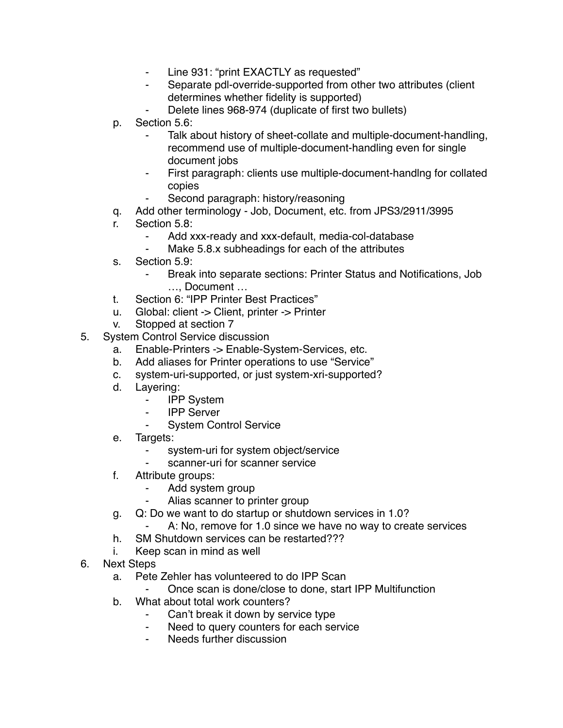- Line 931: “print EXACTLY as requested”
   - Separate pdl-override-supported from other two attributes (client determines whether fidelity is supported)
   - Delete lines 968-974 (duplicate of first two bullets)

p. Section 5.6:
   - Talk about history of sheet-collate and multiple-document-handling, recommend use of multiple-document-handling even for single document jobs
   - First paragraph: clients use multiple-document-handlng for collated copies
   - Second paragraph: history/reasoning

q. Add other terminology - Job, Document, etc. from JPS3/2911/3995

r. Section 5.8:
   - Add xxx-ready and xxx-default, media-col-database
   - Make 5.8.x subheadings for each of the attributes

s. Section 5.9:
   - Break into separate sections: Printer Status and Notifications, Job …, Document …

t. Section 6: “IPP Printer Best Practices”

u. Global: client -> Client, printer -> Printer

v. Stopped at section 7

5. System Control Service discussion
   a. Enable-Printers -> Enable-System-Services, etc.
   b. Add aliases for Printer operations to use “Service”
   c. system-uri-supported, or just system-xri-supported?
   d. Layering:
      - IPP System
      - IPP Server
      - System Control Service
   e. Targets:
      - system-uri for system object/service
      - scanner-uri for scanner service
   f. Attribute groups:
      - Add system group
      - Alias scanner to printer group
   g. Q: Do we want to do startup or shutdown services in 1.0?
      - A: No, remove for 1.0 since we have no way to create services
   h. SM Shutdown services can be restarted???
   i. Keep scan in mind as well

6. Next Steps
   a. Pete Zehler has volunteered to do IPP Scan
      - Once scan is done/close to done, start IPP Multifunction
   b. What about total work counters?
      - Can’t break it down by service type
      - Need to query counters for each service
      - Needs further discussion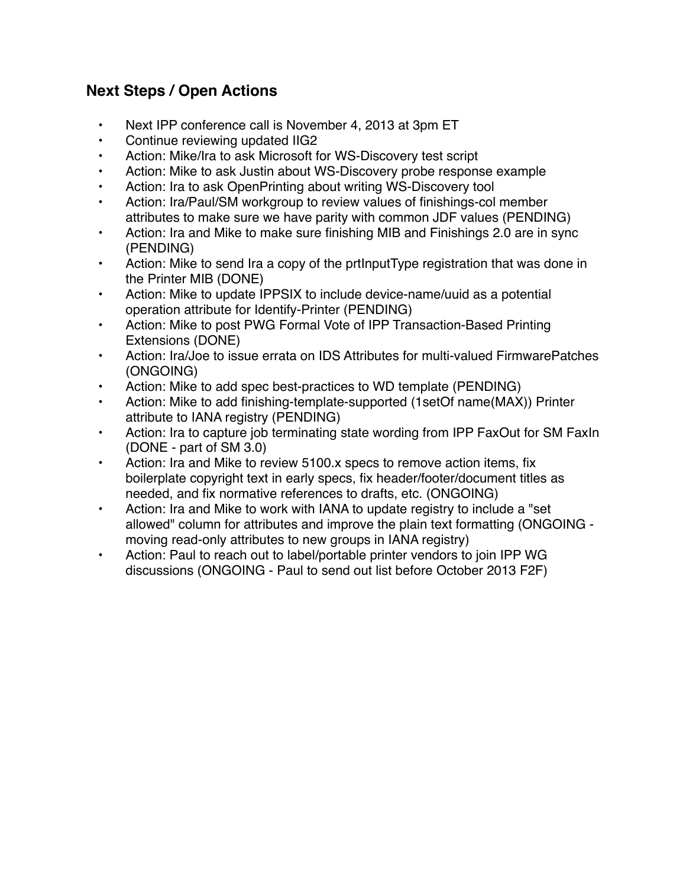## Next Steps / Open Actions

- Next IPP conference call is November 4, 2013 at 3pm ET
- Continue reviewing updated IIG2
- Action: Mike/Ira to ask Microsoft for WS-Discovery test script
- Action: Mike to ask Justin about WS-Discovery probe response example
- Action: Ira to ask OpenPrinting about writing WS-Discovery tool
- Action: Ira/Paul/SM workgroup to review values of finishings-col member attributes to make sure we have parity with common JDF values (PENDING)
- Action: Ira and Mike to make sure finishing MIB and Finishings 2.0 are in sync (PENDING)
- Action: Mike to send Ira a copy of the prtInputType registration that was done in the Printer MIB (DONE)
- Action: Mike to update IPPSIX to include device-name/uuid as a potential operation attribute for Identify-Printer (PENDING)
- Action: Mike to post PWG Formal Vote of IPP Transaction-Based Printing Extensions (DONE)
- Action: Ira/Joe to issue errata on IDS Attributes for multi-valued FirmwarePatches (ONGOING)
- Action: Mike to add spec best-practices to WD template (PENDING)
- Action: Mike to add finishing-template-supported (1setOf name(MAX)) Printer attribute to IANA registry (PENDING)
- Action: Ira to capture job terminating state wording from IPP FaxOut for SM FaxIn (DONE - part of SM 3.0)
- Action: Ira and Mike to review 5100.x specs to remove action items, fix boilerplate copyright text in early specs, fix header/footer/document titles as needed, and fix normative references to drafts, etc. (ONGOING)
- Action: Ira and Mike to work with IANA to update registry to include a "set allowed" column for attributes and improve the plain text formatting (ONGOING - moving read-only attributes to new groups in IANA registry)
- Action: Paul to reach out to label/portable printer vendors to join IPP WG discussions (ONGOING - Paul to send out list before October 2013 F2F)